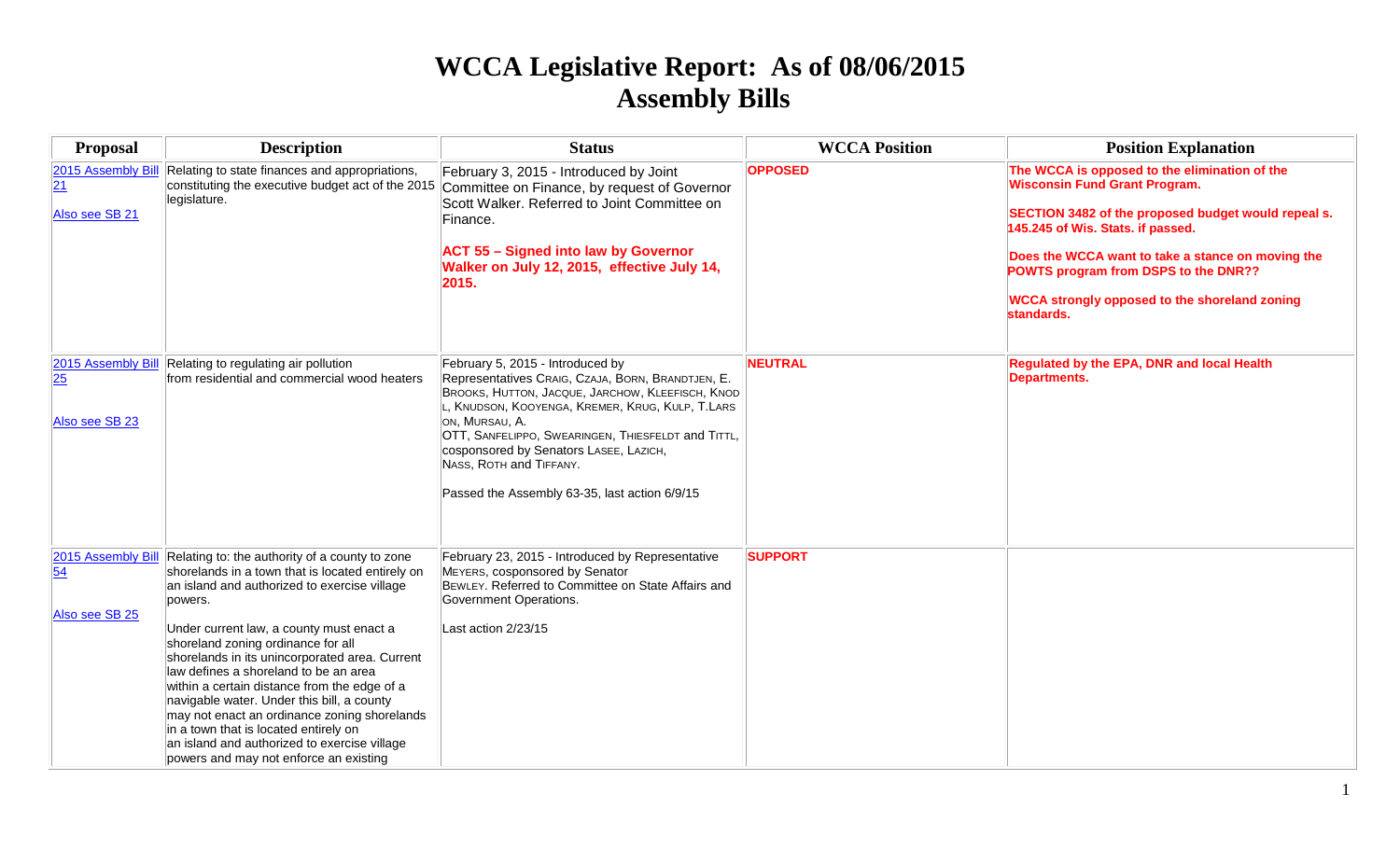# WCCA Legislative Report: As of 08/06/2015
# Assembly Bills

| Proposal | Description | Status | WCCA Position | Position Explanation |
|---|---|---|---|---|
| 2015 Assembly Bill 21<br><br>Also see SB 21 | Relating to state finances and appropriations, constituting the executive budget act of the 2015 legislature. | February 3, 2015 - Introduced by Joint Committee on Finance, by request of Governor Scott Walker. Referred to Joint Committee on Finance.<br><br>**ACT 55 – Signed into law by Governor Walker on July 12, 2015, effective July 14, 2015.** | **OPPOSED** | **The WCCA is opposed to the elimination of the Wisconsin Fund Grant Program.**<br><br>**SECTION 3482 of the proposed budget would repeal s. 145.245 of Wis. Stats. if passed.**<br><br>**Does the WCCA want to take a stance on moving the POWTS program from DSPS to the DNR??**<br><br>**WCCA strongly opposed to the shoreland zoning standards.** |
| 2015 Assembly Bill 25<br><br>Also see SB 23 | Relating to regulating air pollution from residential and commercial wood heaters | February 5, 2015 - Introduced by Representatives Craig, Czaja, Born, Brandtjen, E. Brooks, Hutton, Jacque, Jarchow, Kleefisch, Knodl, Knudson, Kooyenga, Kremer, Krug, Kulp, T.Larson, Mursau, A. Ott, Sanfelippo, Swearingen, Thiesfeldt and Tittl, cosponsored by Senators Lasee, Lazich, Nass, Roth and Tiffany.<br><br>Passed the Assembly 63-35, last action 6/9/15 | **NEUTRAL** | **Regulated by the EPA, DNR and local Health Departments.** |
| 2015 Assembly Bill 54<br><br>Also see SB 25 | Relating to: the authority of a county to zone shorelands in a town that is located entirely on an island and authorized to exercise village powers.<br><br>Under current law, a county must enact a shoreland zoning ordinance for all shorelands in its unincorporated area. Current law defines a shoreland to be an area within a certain distance from the edge of a navigable water. Under this bill, a county may not enact an ordinance zoning shorelands in a town that is located entirely on an island and authorized to exercise village powers and may not enforce an existing | February 23, 2015 - Introduced by Representative Meyers, cosponsored by Senator Bewley. Referred to Committee on State Affairs and Government Operations.<br><br>Last action 2/23/15 | **SUPPORT** | |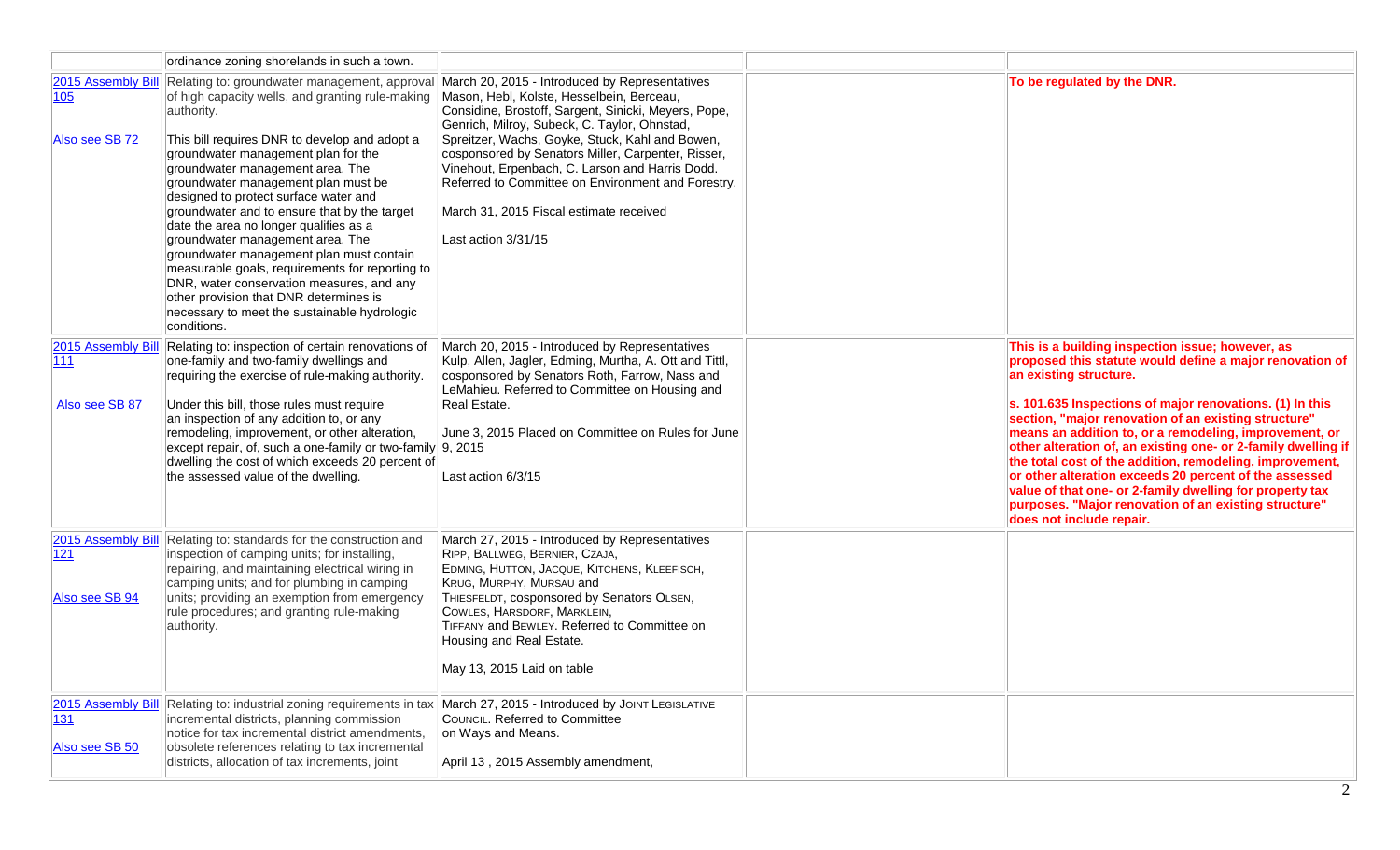| | | | | |
|---|---|---|---|---|
| | ordinance zoning shorelands in such a town. | | | |
| 2015 Assembly Bill 105<br><br>Also see SB 72 | Relating to: groundwater management, approval of high capacity wells, and granting rule-making authority.<br><br>This bill requires DNR to develop and adopt a groundwater management plan for the groundwater management area. The groundwater management plan must be designed to protect surface water and groundwater and to ensure that by the target date the area no longer qualifies as a groundwater management area. The groundwater management plan must contain measurable goals, requirements for reporting to DNR, water conservation measures, and any other provision that DNR determines is necessary to meet the sustainable hydrologic conditions. | March 20, 2015 - Introduced by Representatives Mason, Hebl, Kolste, Hesselbein, Berceau, Considine, Brostoff, Sargent, Sinicki, Meyers, Pope, Genrich, Milroy, Subeck, C. Taylor, Ohnstad, Spreitzer, Wachs, Goyke, Stuck, Kahl and Bowen, cosponsored by Senators Miller, Carpenter, Risser, Vinehout, Erpenbach, C. Larson and Harris Dodd. Referred to Committee on Environment and Forestry.<br><br>March 31, 2015 Fiscal estimate received<br><br>Last action 3/31/15 | | **To be regulated by the DNR.** |
| 2015 Assembly Bill 111<br><br>Also see SB 87 | Relating to: inspection of certain renovations of one-family and two-family dwellings and requiring the exercise of rule-making authority.<br><br>Under this bill, those rules must require an inspection of any addition to, or any remodeling, improvement, or other alteration, except repair, of, such a one-family or two-family dwelling the cost of which exceeds 20 percent of the assessed value of the dwelling. | March 20, 2015 - Introduced by Representatives Kulp, Allen, Jagler, Edming, Murtha, A. Ott and Tittl, cosponsored by Senators Roth, Farrow, Nass and LeMahieu. Referred to Committee on Housing and Real Estate.<br><br>June 3, 2015 Placed on Committee on Rules for June 9, 2015<br><br>Last action 6/3/15 | | **This is a building inspection issue; however, as proposed this statute would define a major renovation of an existing structure.**<br><br>**s. 101.635 Inspections of major renovations. (1) In this section, "major renovation of an existing structure" means an addition to, or a remodeling, improvement, or other alteration of, an existing one- or 2-family dwelling if the total cost of the addition, remodeling, improvement, or other alteration exceeds 20 percent of the assessed value of that one- or 2-family dwelling for property tax purposes. "Major renovation of an existing structure" does not include repair.** |
| 2015 Assembly Bill 121<br><br>Also see SB 94 | Relating to: standards for the construction and inspection of camping units; for installing, repairing, and maintaining electrical wiring in camping units; and for plumbing in camping units; providing an exemption from emergency rule procedures; and granting rule-making authority. | March 27, 2015 - Introduced by Representatives Ripp, Ballweg, Bernier, Czaja, Edming, Hutton, Jacque, Kitchens, Kleefisch, Krug, Murphy, Mursau and Thiesfeldt, cosponsored by Senators Olsen, Cowles, Harsdorf, Marklein, Tiffany and Bewley. Referred to Committee on Housing and Real Estate.<br><br>May 13, 2015 Laid on table | | |
| 2015 Assembly Bill 131<br><br>Also see SB 50 | Relating to: industrial zoning requirements in tax incremental districts, planning commission notice for tax incremental district amendments, obsolete references relating to tax incremental districts, allocation of tax increments, joint | March 27, 2015 - Introduced by Joint Legislative Council. Referred to Committee on Ways and Means.<br><br>April 13 , 2015 Assembly amendment, | | |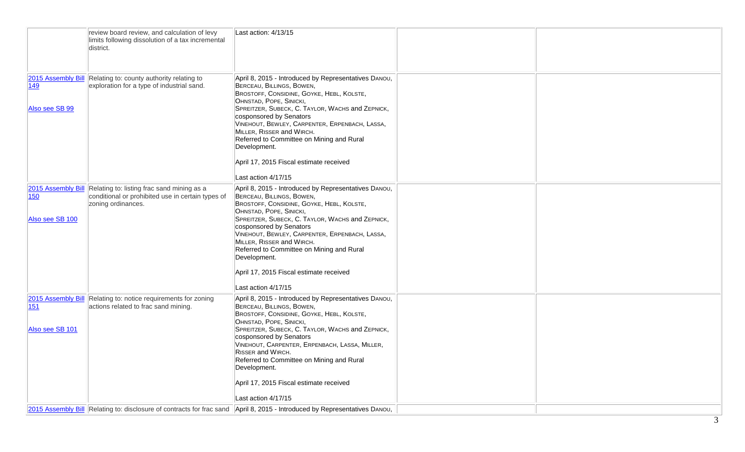| | | | | |
|---|---|---|---|---|
| | review board review, and calculation of levy limits following dissolution of a tax incremental district. | Last action: 4/13/15 | | |
| 2015 Assembly Bill 149<br><br>Also see SB 99 | Relating to: county authority relating to exploration for a type of industrial sand. | April 8, 2015 - Introduced by Representatives Danou, Berceau, Billings, Bowen, Brostoff, Considine, Goyke, Hebl, Kolste, Ohnstad, Pope, Sinicki, Spreitzer, Subeck, C. Taylor, Wachs and Zepnick, cosponsored by Senators Vinehout, Bewley, Carpenter, Erpenbach, Lassa, Miller, Risser and Wirch. Referred to Committee on Mining and Rural Development.<br><br>April 17, 2015 Fiscal estimate received<br><br>Last action 4/17/15 | | |
| 2015 Assembly Bill 150<br><br>Also see SB 100 | Relating to: listing frac sand mining as a conditional or prohibited use in certain types of zoning ordinances. | April 8, 2015 - Introduced by Representatives Danou, Berceau, Billings, Bowen, Brostoff, Considine, Goyke, Hebl, Kolste, Ohnstad, Pope, Sinicki, Spreitzer, Subeck, C. Taylor, Wachs and Zepnick, cosponsored by Senators Vinehout, Bewley, Carpenter, Erpenbach, Lassa, Miller, Risser and Wirch. Referred to Committee on Mining and Rural Development.<br><br>April 17, 2015 Fiscal estimate received<br><br>Last action 4/17/15 | | |
| 2015 Assembly Bill 151<br><br>Also see SB 101 | Relating to: notice requirements for zoning actions related to frac sand mining. | April 8, 2015 - Introduced by Representatives Danou, Berceau, Billings, Bowen, Brostoff, Considine, Goyke, Hebl, Kolste, Ohnstad, Pope, Sinicki, Spreitzer, Subeck, C. Taylor, Wachs and Zepnick, cosponsored by Senators Vinehout, Carpenter, Erpenbach, Lassa, Miller, Risser and Wirch. Referred to Committee on Mining and Rural Development.<br><br>April 17, 2015 Fiscal estimate received<br><br>Last action 4/17/15 | | |
| 2015 Assembly Bill | Relating to: disclosure of contracts for frac sand | April 8, 2015 - Introduced by Representatives Danou, | | |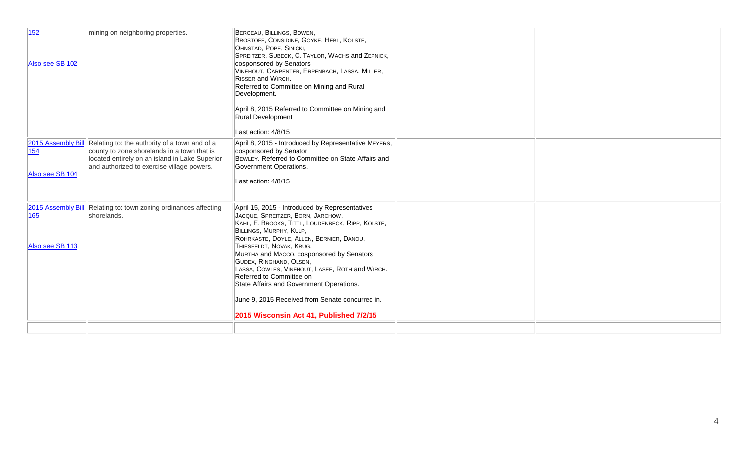| | | | | |
|---|---|---|---|---|
| 152<br><br>Also see SB 102 | mining on neighboring properties. | BERCEAU, BILLINGS, BOWEN, BROSTOFF, CONSIDINE, GOYKE, HEBL, KOLSTE, OHNSTAD, POPE, SINICKI, SPREITZER, SUBECK, C. TAYLOR, WACHS and ZEPNICK, cosponsored by Senators VINEHOUT, CARPENTER, ERPENBACH, LASSA, MILLER, RISSER and WIRCH. Referred to Committee on Mining and Rural Development.<br><br>April 8, 2015 Referred to Committee on Mining and Rural Development<br><br>Last action: 4/8/15 | | |
| 2015 Assembly Bill 154<br><br>Also see SB 104 | Relating to: the authority of a town and of a county to zone shorelands in a town that is located entirely on an island in Lake Superior and authorized to exercise village powers. | April 8, 2015 - Introduced by Representative MEYERS, cosponsored by Senator BEWLEY. Referred to Committee on State Affairs and Government Operations.<br><br>Last action: 4/8/15 | | |
| 2015 Assembly Bill 165<br><br>Also see SB 113 | Relating to: town zoning ordinances affecting shorelands. | April 15, 2015 - Introduced by Representatives JACQUE, SPREITZER, BORN, JARCHOW, KAHL, E. BROOKS, TITTL, LOUDENBECK, RIPP, KOLSTE, BILLINGS, MURPHY, KULP, ROHRKASTE, DOYLE, ALLEN, BERNIER, DANOU, THIESFELDT, NOVAK, KRUG, MURTHA and MACCO, cosponsored by Senators GUDEX, RINGHAND, OLSEN, LASSA, COWLES, VINEHOUT, LASEE, ROTH and WIRCH. Referred to Committee on State Affairs and Government Operations.<br><br>June 9, 2015 Received from Senate concurred in.<br><br>**2015 Wisconsin Act 41, Published 7/2/15** | | |
| | | | | |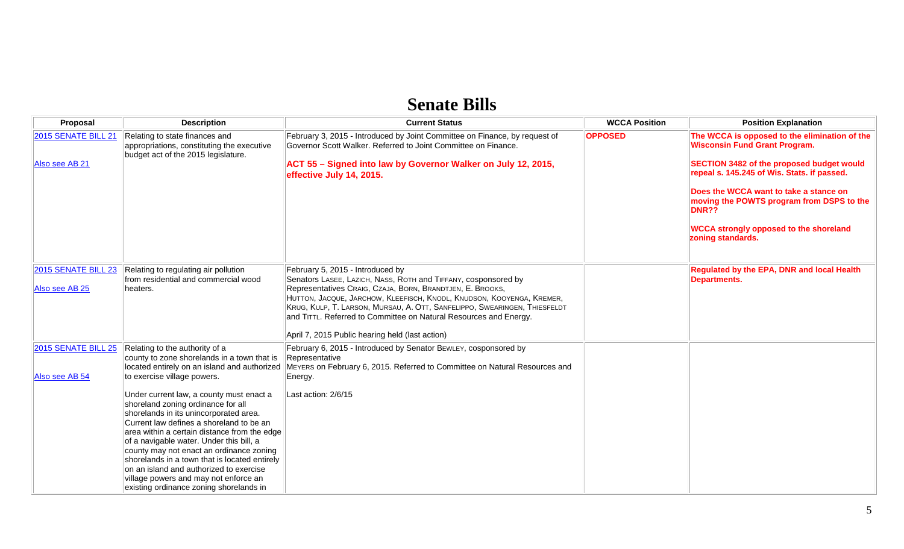# Senate Bills

| Proposal | Description | Current Status | WCCA Position | Position Explanation |
|---|---|---|---|---|
| 2015 SENATE BILL 21<br><br>Also see AB 21 | Relating to state finances and appropriations, constituting the executive budget act of the 2015 legislature. | February 3, 2015 - Introduced by Joint Committee on Finance, by request of Governor Scott Walker. Referred to Joint Committee on Finance.<br><br>**ACT 55 – Signed into law by Governor Walker on July 12, 2015, effective July 14, 2015.** | **OPPOSED** | **The WCCA is opposed to the elimination of the Wisconsin Fund Grant Program.**<br><br>**SECTION 3482 of the proposed budget would repeal s. 145.245 of Wis. Stats. if passed.**<br><br>**Does the WCCA want to take a stance on moving the POWTS program from DSPS to the DNR??**<br><br>**WCCA strongly opposed to the shoreland zoning standards.** |
| 2015 SENATE BILL 23<br><br>Also see AB 25 | Relating to regulating air pollution from residential and commercial wood heaters. | February 5, 2015 - Introduced by Senators LASEE, LAZICH, NASS, ROTH and TIFFANY, cosponsored by Representatives CRAIG, CZAJA, BORN, BRANDTJEN, E. BROOKS, HUTTON, JACQUE, JARCHOW, KLEEFISCH, KNODL, KNUDSON, KOOYENGA, KREMER, KRUG, KULP, T. LARSON, MURSAU, A. OTT, SANFELIPPO, SWEARINGEN, THIESFELDT and TITTL. Referred to Committee on Natural Resources and Energy.<br><br>April 7, 2015 Public hearing held (last action) | | **Regulated by the EPA, DNR and local Health Departments.** |
| 2015 SENATE BILL 25<br><br>Also see AB 54 | Relating to the authority of a county to zone shorelands in a town that is located entirely on an island and authorized to exercise village powers.<br><br>Under current law, a county must enact a shoreland zoning ordinance for all shorelands in its unincorporated area. Current law defines a shoreland to be an area within a certain distance from the edge of a navigable water. Under this bill, a county may not enact an ordinance zoning shorelands in a town that is located entirely on an island and authorized to exercise village powers and may not enforce an existing ordinance zoning shorelands in | February 6, 2015 - Introduced by Senator BEWLEY, cosponsored by Representative MEYERS on February 6, 2015. Referred to Committee on Natural Resources and Energy.<br><br>Last action: 2/6/15 | | |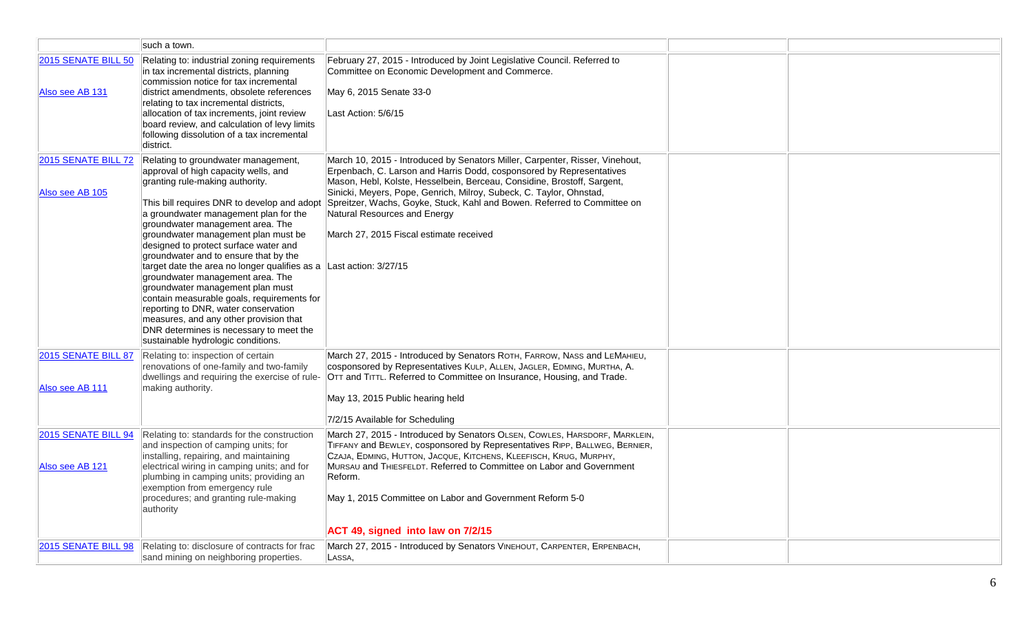|  |  |  |  |  |
|---|---|---|---|---|
|  | such a town. |  |  |  |
| 2015 SENATE BILL 50<br><br>Also see AB 131 | Relating to: industrial zoning requirements in tax incremental districts, planning commission notice for tax incremental district amendments, obsolete references relating to tax incremental districts, allocation of tax increments, joint review board review, and calculation of levy limits following dissolution of a tax incremental district. | February 27, 2015 - Introduced by Joint Legislative Council. Referred to Committee on Economic Development and Commerce.<br><br>May 6, 2015 Senate 33-0<br><br>Last Action: 5/6/15 |  |  |
| 2015 SENATE BILL 72<br><br>Also see AB 105 | Relating to groundwater management, approval of high capacity wells, and granting rule-making authority.<br><br>This bill requires DNR to develop and adopt a groundwater management plan for the groundwater management area. The groundwater management plan must be designed to protect surface water and groundwater and to ensure that by the target date the area no longer qualifies as a groundwater management area. The groundwater management plan must contain measurable goals, requirements for reporting to DNR, water conservation measures, and any other provision that DNR determines is necessary to meet the sustainable hydrologic conditions. | March 10, 2015 - Introduced by Senators Miller, Carpenter, Risser, Vinehout, Erpenbach, C. Larson and Harris Dodd, cosponsored by Representatives Mason, Hebl, Kolste, Hesselbein, Berceau, Considine, Brostoff, Sargent, Sinicki, Meyers, Pope, Genrich, Milroy, Subeck, C. Taylor, Ohnstad, Spreitzer, Wachs, Goyke, Stuck, Kahl and Bowen. Referred to Committee on Natural Resources and Energy<br><br>March 27, 2015 Fiscal estimate received<br><br>Last action: 3/27/15 |  |  |
| 2015 SENATE BILL 87<br><br>Also see AB 111 | Relating to: inspection of certain renovations of one-family and two-family dwellings and requiring the exercise of rule-making authority. | March 27, 2015 - Introduced by Senators ROTH, FARROW, NASS and LEMAHIEU, cosponsored by Representatives KULP, ALLEN, JAGLER, EDMING, MURTHA, A. OTT and TITTL. Referred to Committee on Insurance, Housing, and Trade.<br><br>May 13, 2015 Public hearing held<br><br>7/2/15 Available for Scheduling |  |  |
| 2015 SENATE BILL 94<br><br>Also see AB 121 | Relating to: standards for the construction and inspection of camping units; for installing, repairing, and maintaining electrical wiring in camping units; and for plumbing in camping units; providing an exemption from emergency rule procedures; and granting rule-making authority | March 27, 2015 - Introduced by Senators OLSEN, COWLES, HARSDORF, MARKLEIN, TIFFANY and BEWLEY, cosponsored by Representatives RIPP, BALLWEG, BERNIER, CZAJA, EDMING, HUTTON, JACQUE, KITCHENS, KLEEFISCH, KRUG, MURPHY, MURSAU and THIESFELDT. Referred to Committee on Labor and Government Reform.<br><br>May 1, 2015 Committee on Labor and Government Reform 5-0<br><br>**ACT 49, signed into law on 7/2/15** |  |  |
| 2015 SENATE BILL 98 | Relating to: disclosure of contracts for frac sand mining on neighboring properties. | March 27, 2015 - Introduced by Senators VINEHOUT, CARPENTER, ERPENBACH, LASSA, |  |  |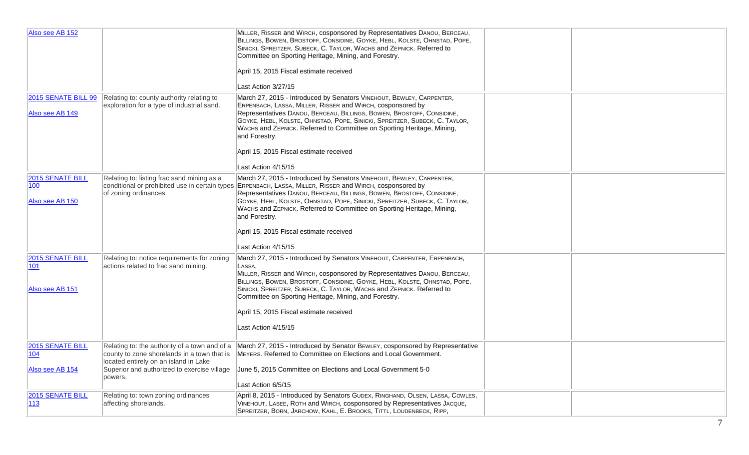| | | | | |
|---|---|---|---|---|
| Also see AB 152 | | MILLER, RISSER and WIRCH, cosponsored by Representatives DANOU, BERCEAU, BILLINGS, BOWEN, BROSTOFF, CONSIDINE, GOYKE, HEBL, KOLSTE, OHNSTAD, POPE, SINICKI, SPREITZER, SUBECK, C. TAYLOR, WACHS and ZEPNICK. Referred to Committee on Sporting Heritage, Mining, and Forestry.<br><br>April 15, 2015 Fiscal estimate received<br><br>Last Action 3/27/15 | | |
| 2015 SENATE BILL 99<br><br>Also see AB 149 | Relating to: county authority relating to exploration for a type of industrial sand. | March 27, 2015 - Introduced by Senators VINEHOUT, BEWLEY, CARPENTER, ERPENBACH, LASSA, MILLER, RISSER and WIRCH, cosponsored by Representatives DANOU, BERCEAU, BILLINGS, BOWEN, BROSTOFF, CONSIDINE, GOYKE, HEBL, KOLSTE, OHNSTAD, POPE, SINICKI, SPREITZER, SUBECK, C. TAYLOR, WACHS and ZEPNICK. Referred to Committee on Sporting Heritage, Mining, and Forestry.<br><br>April 15, 2015 Fiscal estimate received<br><br>Last Action 4/15/15 | | |
| 2015 SENATE BILL 100<br><br>Also see AB 150 | Relating to: listing frac sand mining as a conditional or prohibited use in certain types of zoning ordinances. | March 27, 2015 - Introduced by Senators VINEHOUT, BEWLEY, CARPENTER, ERPENBACH, LASSA, MILLER, RISSER and WIRCH, cosponsored by Representatives DANOU, BERCEAU, BILLINGS, BOWEN, BROSTOFF, CONSIDINE, GOYKE, HEBL, KOLSTE, OHNSTAD, POPE, SINICKI, SPREITZER, SUBECK, C. TAYLOR, WACHS and ZEPNICK. Referred to Committee on Sporting Heritage, Mining, and Forestry.<br><br>April 15, 2015 Fiscal estimate received<br><br>Last Action 4/15/15 | | |
| 2015 SENATE BILL 101<br><br>Also see AB 151 | Relating to: notice requirements for zoning actions related to frac sand mining. | March 27, 2015 - Introduced by Senators VINEHOUT, CARPENTER, ERPENBACH, LASSA, MILLER, RISSER and WIRCH, cosponsored by Representatives DANOU, BERCEAU, BILLINGS, BOWEN, BROSTOFF, CONSIDINE, GOYKE, HEBL, KOLSTE, OHNSTAD, POPE, SINICKI, SPREITZER, SUBECK, C. TAYLOR, WACHS and ZEPNICK. Referred to Committee on Sporting Heritage, Mining, and Forestry.<br><br>April 15, 2015 Fiscal estimate received<br><br>Last Action 4/15/15 | | |
| 2015 SENATE BILL 104<br><br>Also see AB 154 | Relating to: the authority of a town and of a county to zone shorelands in a town that is located entirely on an island in Lake Superior and authorized to exercise village powers. | March 27, 2015 - Introduced by Senator BEWLEY, cosponsored by Representative MEYERS. Referred to Committee on Elections and Local Government.<br><br>June 5, 2015 Committee on Elections and Local Government 5-0<br><br>Last Action 6/5/15 | | |
| 2015 SENATE BILL 113 | Relating to: town zoning ordinances affecting shorelands. | April 8, 2015 - Introduced by Senators GUDEX, RINGHAND, OLSEN, LASSA, COWLES, VINEHOUT, LASEE, ROTH and WIRCH, cosponsored by Representatives JACQUE, SPREITZER, BORN, JARCHOW, KAHL, E. BROOKS, TITTL, LOUDENBECK, RIPP, | | |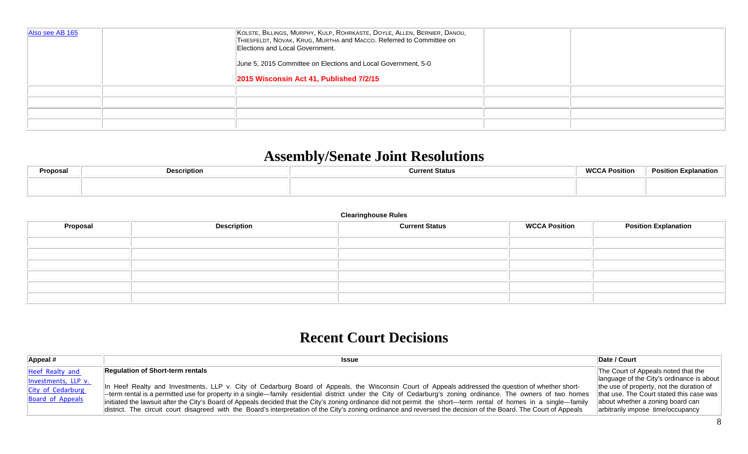| | | | | |
|---|---|---|---|---|
| Also see AB 165 | | KOLSTE, BILLINGS, MURPHY, KULP, ROHRKASTE, DOYLE, ALLEN, BERNIER, DANOU, THIESFELDT, NOVAK, KRUG, MURTHA and MACCO. Referred to Committee on Elections and Local Government.<br><br>June 5, 2015 Committee on Elections and Local Government, 5-0<br><br>**2015 Wisconsin Act 41, Published 7/2/15** | | |
| | | | | |
| | | | | |
| | | | | |
| | | | | |

# Assembly/Senate Joint Resolutions

| Proposal | Description | Current Status | WCCA Position | Position Explanation |
|---|---|---|---|---|
| | | | | |

**Clearinghouse Rules**

| Proposal | Description | Current Status | WCCA Position | Position Explanation |
|---|---|---|---|---|
| | | | | |
| | | | | |
| | | | | |
| | | | | |
| | | | | |
| | | | | |

# Recent Court Decisions

| Appeal # | Issue | Date / Court |
|---|---|---|
| Heef Realty and Investments, LLP v. City of Cedarburg Board of Appeals | **Regulation of Short-term rentals**<br><br>In Heef Realty and Investments, LLP v. City of Cedarburg Board of Appeals, the Wisconsin Court of Appeals addressed the question of whether short---term rental is a permitted use for property in a single---family residential district under the City of Cedarburg's zoning ordinance. The owners of two homes initiated the lawsuit after the City's Board of Appeals decided that the City's zoning ordinance did not permit the short---term rental of homes in a single---family district. The circuit court disagreed with the Board's interpretation of the City's zoning ordinance and reversed the decision of the Board. The Court of Appeals | The Court of Appeals noted that the language of the City's ordinance is about the use of property, not the duration of that use. The Court stated this case was about whether a zoning board can arbitrarily impose time/occupancy |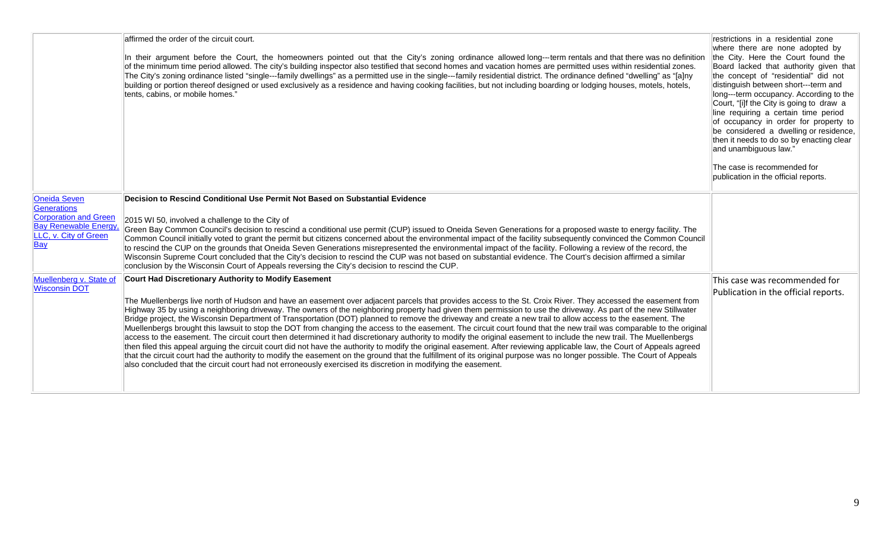| | | |
|---|---|---|
| | affirmed the order of the circuit court.<br><br>In their argument before the Court, the homeowners pointed out that the City's zoning ordinance allowed long---term rentals and that there was no definition of the minimum time period allowed. The city's building inspector also testified that second homes and vacation homes are permitted uses within residential zones. The City's zoning ordinance listed "single---family dwellings" as a permitted use in the single---family residential district. The ordinance defined "dwelling" as "[a]ny building or portion thereof designed or used exclusively as a residence and having cooking facilities, but not including boarding or lodging houses, motels, hotels, tents, cabins, or mobile homes." | restrictions in a residential zone where there are none adopted by the City. Here the Court found the Board lacked that authority given that the concept of "residential" did not distinguish between short---term and long---term occupancy. According to the Court, "[i]f the City is going to draw a line requiring a certain time period of occupancy in order for property to be considered a dwelling or residence, then it needs to do so by enacting clear and unambiguous law."<br><br>The case is recommended for publication in the official reports. |
| Oneida Seven Generations Corporation and Green Bay Renewable Energy, LLC, v. City of Green Bay | **Decision to Rescind Conditional Use Permit Not Based on Substantial Evidence**<br><br>2015 WI 50, involved a challenge to the City of Green Bay Common Council's decision to rescind a conditional use permit (CUP) issued to Oneida Seven Generations for a proposed waste to energy facility. The Common Council initially voted to grant the permit but citizens concerned about the environmental impact of the facility subsequently convinced the Common Council to rescind the CUP on the grounds that Oneida Seven Generations misrepresented the environmental impact of the facility. Following a review of the record, the Wisconsin Supreme Court concluded that the City's decision to rescind the CUP was not based on substantial evidence. The Court's decision affirmed a similar conclusion by the Wisconsin Court of Appeals reversing the City's decision to rescind the CUP. | |
| Muellenberg v. State of Wisconsin DOT | **Court Had Discretionary Authority to Modify Easement**<br><br>The Muellenbergs live north of Hudson and have an easement over adjacent parcels that provides access to the St. Croix River. They accessed the easement from Highway 35 by using a neighboring driveway. The owners of the neighboring property had given them permission to use the driveway. As part of the new Stillwater Bridge project, the Wisconsin Department of Transportation (DOT) planned to remove the driveway and create a new trail to allow access to the easement. The Muellenbergs brought this lawsuit to stop the DOT from changing the access to the easement. The circuit court found that the new trail was comparable to the original access to the easement. The circuit court then determined it had discretionary authority to modify the original easement to include the new trail. The Muellenbergs then filed this appeal arguing the circuit court did not have the authority to modify the original easement. After reviewing applicable law, the Court of Appeals agreed that the circuit court had the authority to modify the easement on the ground that the fulfillment of its original purpose was no longer possible. The Court of Appeals also concluded that the circuit court had not erroneously exercised its discretion in modifying the easement. | This case was recommended for Publication in the official reports. |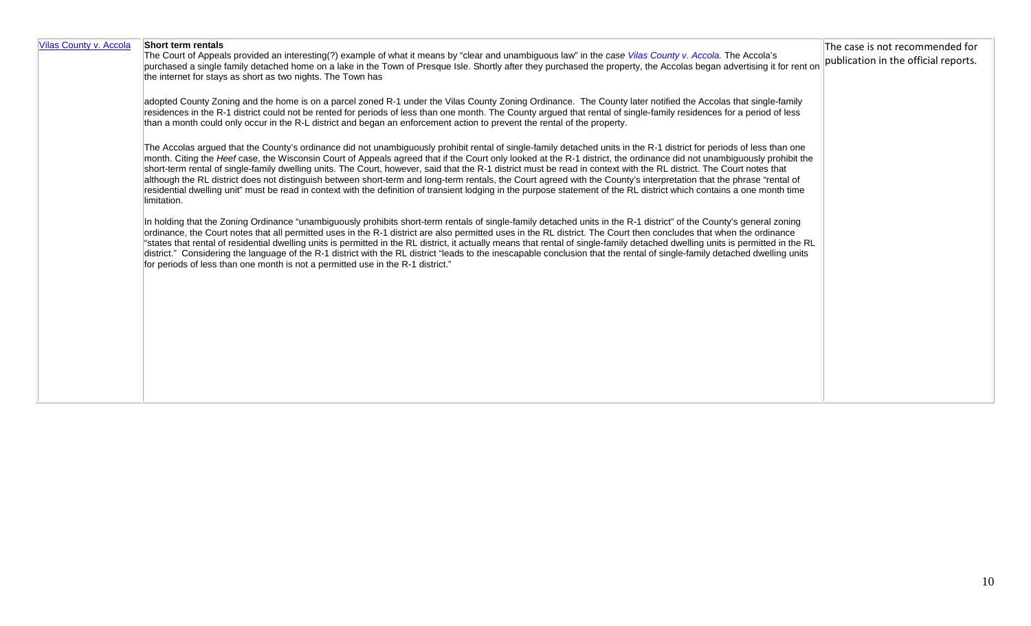| Vilas County v. Accola | **Short term rentals**<br>The Court of Appeals provided an interesting(?) example of what it means by "clear and unambiguous law" in the *case Vilas County v. Accola.* The Accola's purchased a single family detached home on a lake in the Town of Presque Isle. Shortly after they purchased the property, the Accolas began advertising it for rent on the internet for stays as short as two nights. The Town has<br><br>adopted County Zoning and the home is on a parcel zoned R-1 under the Vilas County Zoning Ordinance. The County later notified the Accolas that single-family residences in the R-1 district could not be rented for periods of less than one month. The County argued that rental of single-family residences for a period of less than a month could only occur in the R-L district and began an enforcement action to prevent the rental of the property.<br><br>The Accolas argued that the County's ordinance did not unambiguously prohibit rental of single-family detached units in the R-1 district for periods of less than one month. Citing the *Heef* case, the Wisconsin Court of Appeals agreed that if the Court only looked at the R-1 district, the ordinance did not unambiguously prohibit the short-term rental of single-family dwelling units. The Court, however, said that the R-1 district must be read in context with the RL district. The Court notes that although the RL district does not distinguish between short-term and long-term rentals, the Court agreed with the County's interpretation that the phrase "rental of residential dwelling unit" must be read in context with the definition of transient lodging in the purpose statement of the RL district which contains a one month time limitation.<br><br>In holding that the Zoning Ordinance "unambiguously prohibits short-term rentals of single-family detached units in the R-1 district" of the County's general zoning ordinance, the Court notes that all permitted uses in the R-1 district are also permitted uses in the RL district. The Court then concludes that when the ordinance "states that rental of residential dwelling units is permitted in the RL district, it actually means that rental of single-family detached dwelling units is permitted in the RL district." Considering the language of the R-1 district with the RL district "leads to the inescapable conclusion that the rental of single-family detached dwelling units for periods of less than one month is not a permitted use in the R-1 district." | The case is not recommended for publication in the official reports. |
| --- | --- | --- |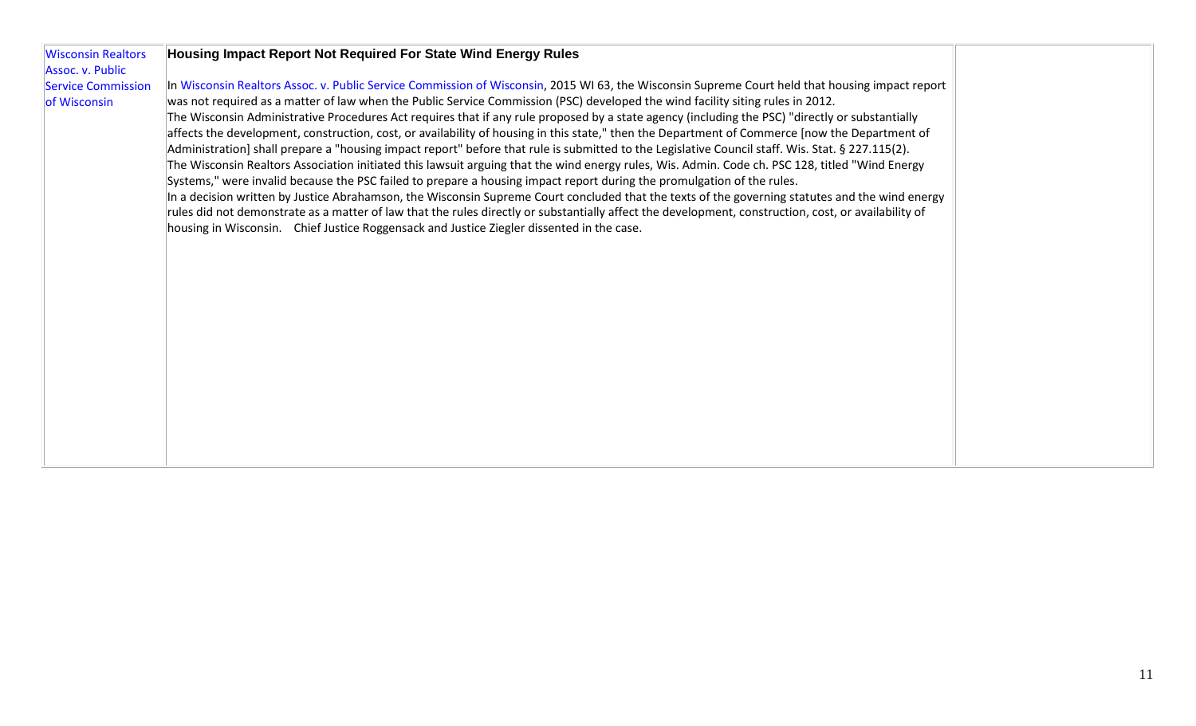| | | |
|---|---|---|
| Wisconsin Realtors Assoc. v. Public Service Commission of Wisconsin | **Housing Impact Report Not Required For State Wind Energy Rules**<br><br>In Wisconsin Realtors Assoc. v. Public Service Commission of Wisconsin, 2015 WI 63, the Wisconsin Supreme Court held that housing impact report was not required as a matter of law when the Public Service Commission (PSC) developed the wind facility siting rules in 2012.<br>The Wisconsin Administrative Procedures Act requires that if any rule proposed by a state agency (including the PSC) "directly or substantially affects the development, construction, cost, or availability of housing in this state," then the Department of Commerce [now the Department of Administration] shall prepare a "housing impact report" before that rule is submitted to the Legislative Council staff. Wis. Stat. § 227.115(2).<br>The Wisconsin Realtors Association initiated this lawsuit arguing that the wind energy rules, Wis. Admin. Code ch. PSC 128, titled "Wind Energy Systems," were invalid because the PSC failed to prepare a housing impact report during the promulgation of the rules.<br>In a decision written by Justice Abrahamson, the Wisconsin Supreme Court concluded that the texts of the governing statutes and the wind energy rules did not demonstrate as a matter of law that the rules directly or substantially affect the development, construction, cost, or availability of housing in Wisconsin. Chief Justice Roggensack and Justice Ziegler dissented in the case. | |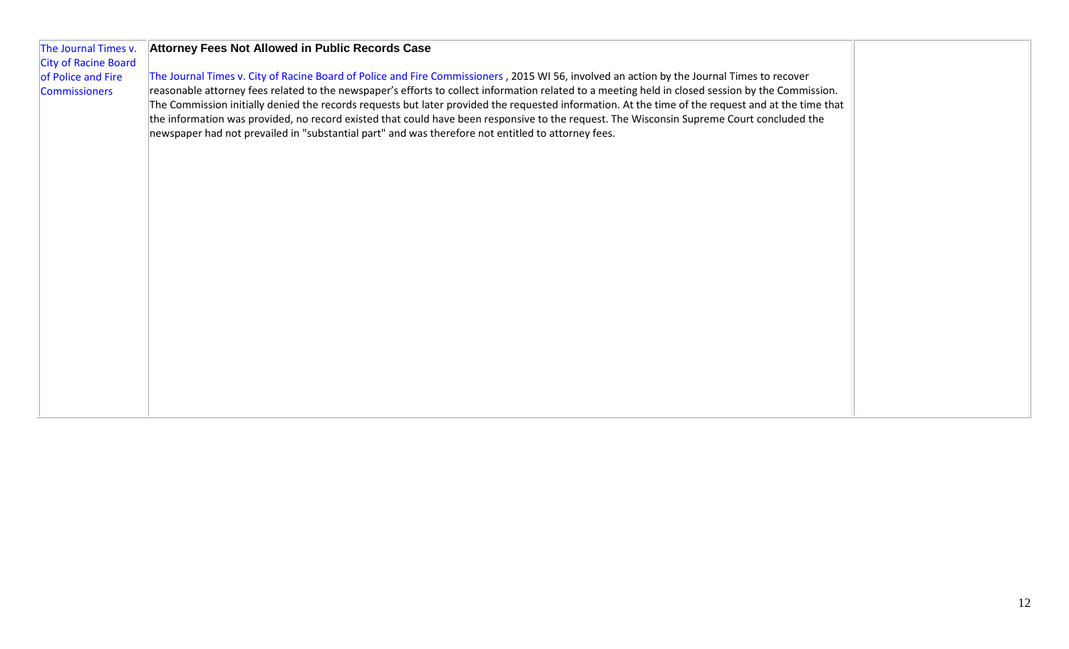| The Journal Times v. City of Racine Board of Police and Fire Commissioners | **Attorney Fees Not Allowed in Public Records Case**<br><br>The Journal Times v. City of Racine Board of Police and Fire Commissioners , 2015 WI 56, involved an action by the Journal Times to recover reasonable attorney fees related to the newspaper's efforts to collect information related to a meeting held in closed session by the Commission. The Commission initially denied the records requests but later provided the requested information. At the time of the request and at the time that the information was provided, no record existed that could have been responsive to the request. The Wisconsin Supreme Court concluded the newspaper had not prevailed in "substantial part" and was therefore not entitled to attorney fees. | |
|---|---|---|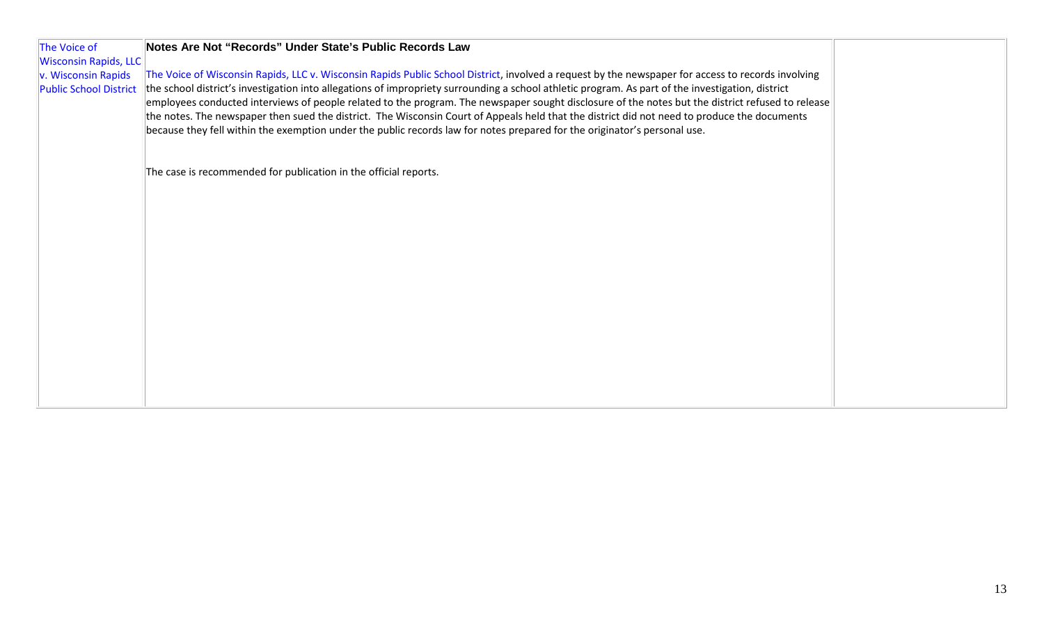| The Voice of Wisconsin Rapids, LLC v. Wisconsin Rapids Public School District | **Notes Are Not "Records" Under State's Public Records Law**<br><br>The Voice of Wisconsin Rapids, LLC v. Wisconsin Rapids Public School District, involved a request by the newspaper for access to records involving the school district's investigation into allegations of impropriety surrounding a school athletic program. As part of the investigation, district employees conducted interviews of people related to the program. The newspaper sought disclosure of the notes but the district refused to release the notes. The newspaper then sued the district. The Wisconsin Court of Appeals held that the district did not need to produce the documents because they fell within the exemption under the public records law for notes prepared for the originator's personal use.<br><br>The case is recommended for publication in the official reports. | |
| --- | --- | --- |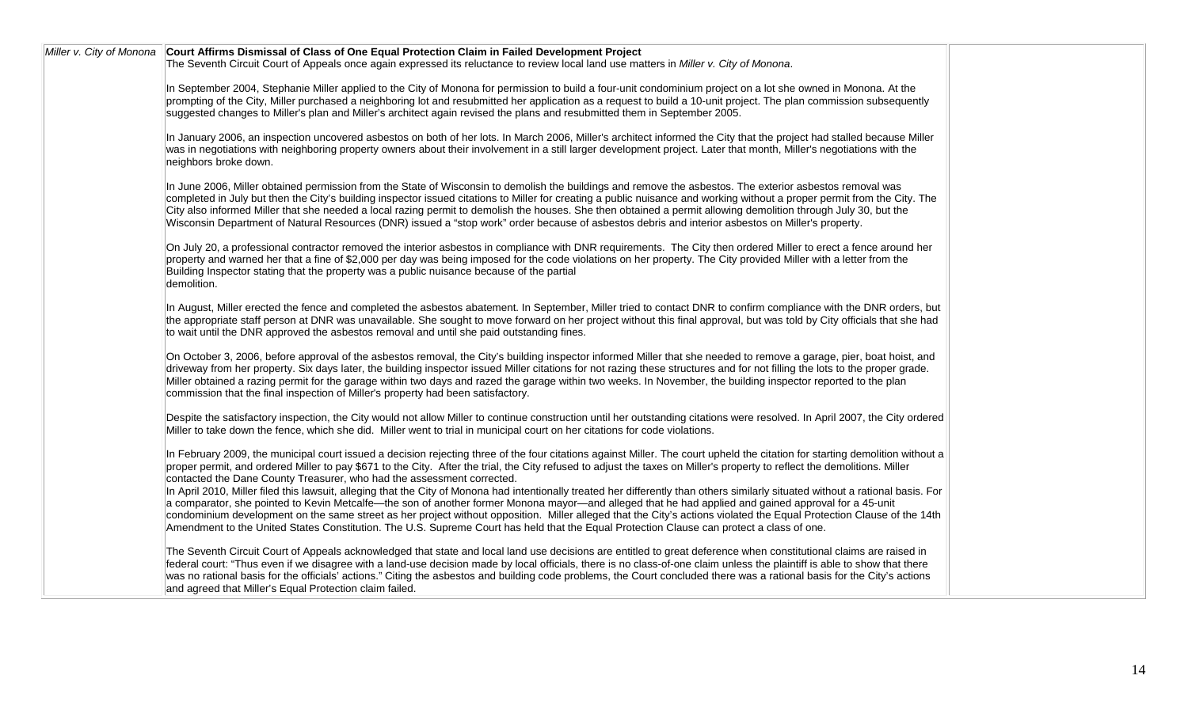| | | |
|---|---|---|
| *Miller v. City of Monona* | **Court Affirms Dismissal of Class of One Equal Protection Claim in Failed Development Project**<br>The Seventh Circuit Court of Appeals once again expressed its reluctance to review local land use matters in *Miller v. City of Monona*.<br><br>In September 2004, Stephanie Miller applied to the City of Monona for permission to build a four-unit condominium project on a lot she owned in Monona. At the prompting of the City, Miller purchased a neighboring lot and resubmitted her application as a request to build a 10-unit project. The plan commission subsequently suggested changes to Miller's plan and Miller's architect again revised the plans and resubmitted them in September 2005.<br><br>In January 2006, an inspection uncovered asbestos on both of her lots. In March 2006, Miller's architect informed the City that the project had stalled because Miller was in negotiations with neighboring property owners about their involvement in a still larger development project. Later that month, Miller's negotiations with the neighbors broke down.<br><br>In June 2006, Miller obtained permission from the State of Wisconsin to demolish the buildings and remove the asbestos. The exterior asbestos removal was completed in July but then the City's building inspector issued citations to Miller for creating a public nuisance and working without a proper permit from the City. The City also informed Miller that she needed a local razing permit to demolish the houses. She then obtained a permit allowing demolition through July 30, but the Wisconsin Department of Natural Resources (DNR) issued a "stop work" order because of asbestos debris and interior asbestos on Miller's property.<br><br>On July 20, a professional contractor removed the interior asbestos in compliance with DNR requirements. The City then ordered Miller to erect a fence around her property and warned her that a fine of $2,000 per day was being imposed for the code violations on her property. The City provided Miller with a letter from the Building Inspector stating that the property was a public nuisance because of the partial demolition.<br><br>In August, Miller erected the fence and completed the asbestos abatement. In September, Miller tried to contact DNR to confirm compliance with the DNR orders, but the appropriate staff person at DNR was unavailable. She sought to move forward on her project without this final approval, but was told by City officials that she had to wait until the DNR approved the asbestos removal and until she paid outstanding fines.<br><br>On October 3, 2006, before approval of the asbestos removal, the City's building inspector informed Miller that she needed to remove a garage, pier, boat hoist, and driveway from her property. Six days later, the building inspector issued Miller citations for not razing these structures and for not filling the lots to the proper grade. Miller obtained a razing permit for the garage within two days and razed the garage within two weeks. In November, the building inspector reported to the plan commission that the final inspection of Miller's property had been satisfactory.<br><br>Despite the satisfactory inspection, the City would not allow Miller to continue construction until her outstanding citations were resolved. In April 2007, the City ordered Miller to take down the fence, which she did. Miller went to trial in municipal court on her citations for code violations.<br><br>In February 2009, the municipal court issued a decision rejecting three of the four citations against Miller. The court upheld the citation for starting demolition without a proper permit, and ordered Miller to pay $671 to the City. After the trial, the City refused to adjust the taxes on Miller's property to reflect the demolitions. Miller contacted the Dane County Treasurer, who had the assessment corrected.<br>In April 2010, Miller filed this lawsuit, alleging that the City of Monona had intentionally treated her differently than others similarly situated without a rational basis. For a comparator, she pointed to Kevin Metcalfe—the son of another former Monona mayor—and alleged that he had applied and gained approval for a 45-unit condominium development on the same street as her project without opposition. Miller alleged that the City's actions violated the Equal Protection Clause of the 14th Amendment to the United States Constitution. The U.S. Supreme Court has held that the Equal Protection Clause can protect a class of one.<br><br>The Seventh Circuit Court of Appeals acknowledged that state and local land use decisions are entitled to great deference when constitutional claims are raised in federal court: "Thus even if we disagree with a land-use decision made by local officials, there is no class-of-one claim unless the plaintiff is able to show that there was no rational basis for the officials' actions." Citing the asbestos and building code problems, the Court concluded there was a rational basis for the City's actions and agreed that Miller's Equal Protection claim failed. | |